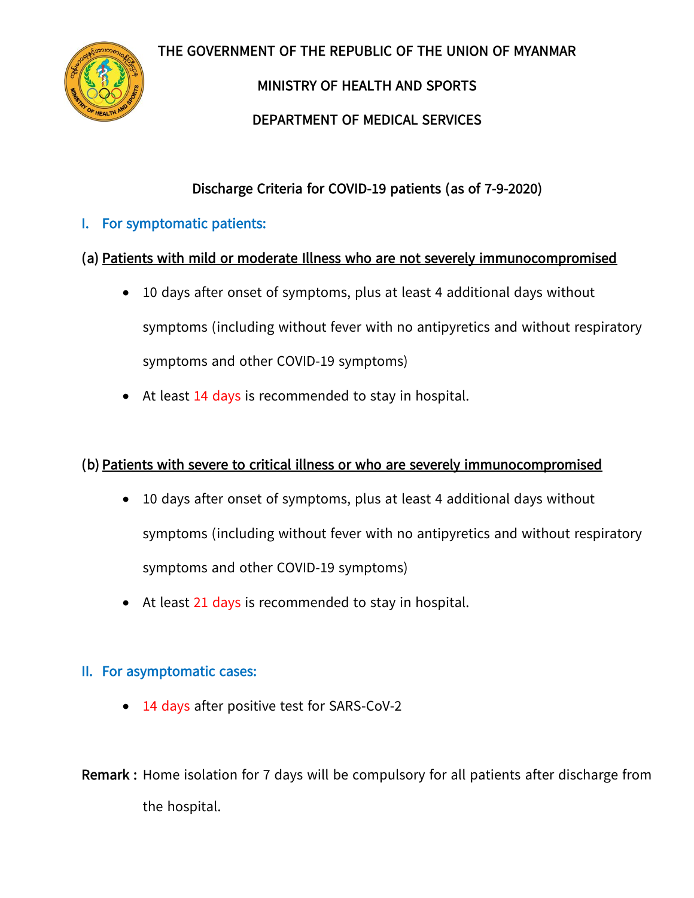# THE GOVERNMENT OF THE REPUBLIC OF THE UNION OF MYANMAR

## MINISTRY OF HEALTH AND SPORTS

## DEPARTMENT OF MEDICAL SERVICES

### Discharge Criteria for COVID-19 patients (as of 7-9-2020)

### I. For symptomatic patients:

**(a) Patients with mild or moderate Illness who are not severely immunocompromised**

- 10 days after onset of symptoms, plus at least 4 additional days without symptoms (including without fever with no antipyretics and without respiratory symptoms and other COVID-19 symptoms)
- At least 14 days is recommended to stay in hospital.

**(b) Patients with severe to critical illness or who are severely immunocompromised**

- 10 days after onset of symptoms, plus at least 4 additional days without symptoms (including without fever with no antipyretics and without respiratory symptoms and other COVID-19 symptoms)
- At least 21 days is recommended to stay in hospital.

### II. For asymptomatic cases:

- 14 days after positive test for SARS-CoV-2

**Remark :** Home isolation for 7 days will be compulsory for all patients after discharge from the hospital.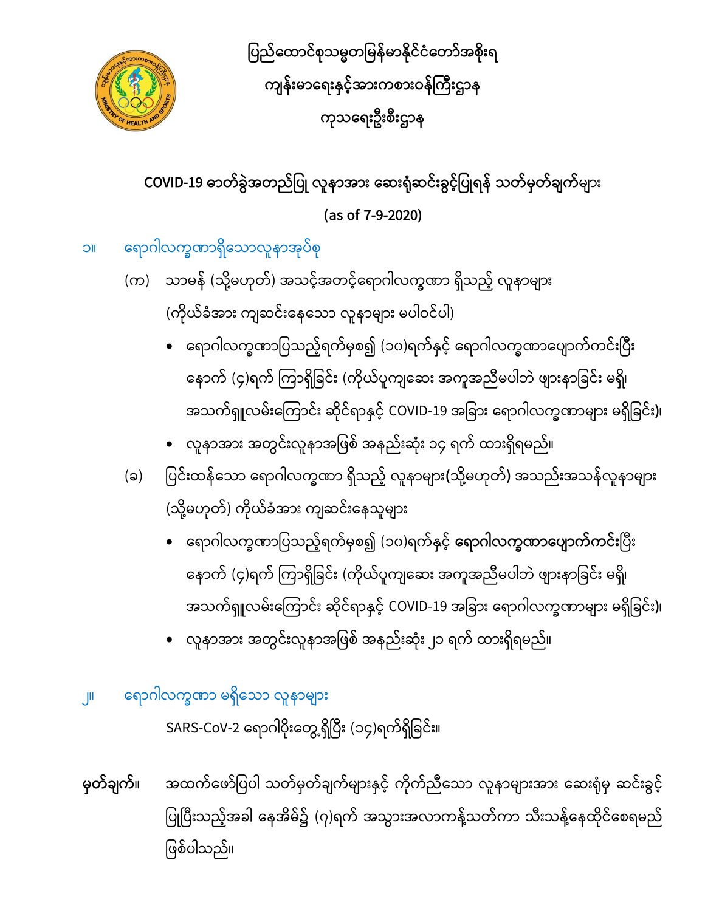**ပြည်ထောင်စုသမ္မတမြန်မာနိုင်ငံတော်အစိုးရ**

**ကျန်းမာရေးနှင့်အားကစားဝန်ကြီးဌာန**

**ကုသရေးဦးစီးဌာန**

## COVID-19 ဓာတ်ခွဲအတည်ပြု လူနာအား ဆေးရုံဆင်းခွင့်ပြုရန် သတ်မှတ်ချက်များ

**(as of 7-9-2020)**

၁။ ရောဂါလက္ခဏာရှိသောလူနာအုပ်စု

(က) သာမန် (သို့မဟုတ်) အသင့်အတင့်ရောဂါလက္ခဏာ ရှိသည့် လူနာများ (ကိုယ်ခံအား ကျဆင်းနေသော လူနာများ မပါဝင်ပါ)

- ရောဂါလက္ခဏာပြသည့်ရက်မှစ၍ (၁၀)ရက်နှင့် ရောဂါလက္ခဏာပျောက်ကင်းပြီးနောက် (၄)ရက် ကြာရှိခြင်း (ကိုယ်ပူကျဆေး အကူအညီမပါဘဲ ဖျားနာခြင်း မရှိ၊ အသက်ရှူလမ်းကြောင်း ဆိုင်ရာနှင့် COVID-19 အခြား ရောဂါလက္ခဏာများ မရှိခြင်း)၊
- လူနာအား အတွင်းလူနာအဖြစ် အနည်းဆုံး ၁၄ ရက် ထားရှိရမည်။

(ခ) ပြင်းထန်သော ရောဂါလက္ခဏာ ရှိသည့် လူနာများ(သို့မဟုတ်) အသည်းအသန်လူနာများ (သို့မဟုတ်) ကိုယ်ခံအား ကျဆင်းနေသူများ

- ရောဂါလက္ခဏာပြသည့်ရက်မှစ၍ (၁၀)ရက်နှင့် **ရောဂါလက္ခဏာပျောက်ကင်းပြီး**နောက် (၄)ရက် ကြာရှိခြင်း (ကိုယ်ပူကျဆေး အကူအညီမပါဘဲ ဖျားနာခြင်း မရှိ၊ အသက်ရှူလမ်းကြောင်း ဆိုင်ရာနှင့် COVID-19 အခြား ရောဂါလက္ခဏာများ မရှိခြင်း)၊
- လူနာအား အတွင်းလူနာအဖြစ် အနည်းဆုံး ၂၁ ရက် ထားရှိရမည်။

၂။ ရောဂါလက္ခဏာ မရှိသော လူနာများ

SARS-CoV-2 ရောဂါပိုးတွေ့ရှိပြီး (၁၄)ရက်ရှိခြင်း။

**မှတ်ချက်။** အထက်ဖော်ပြပါ သတ်မှတ်ချက်များနှင့် ကိုက်ညီသော လူနာများအား ဆေးရုံမှ ဆင်းခွင့်ပြုပြီးသည့်အခါ နေအိမ်၌ (၇)ရက် အသွားအလာကန့်သတ်ကာ သီးသန့်နေထိုင်စေရမည် ဖြစ်ပါသည်။